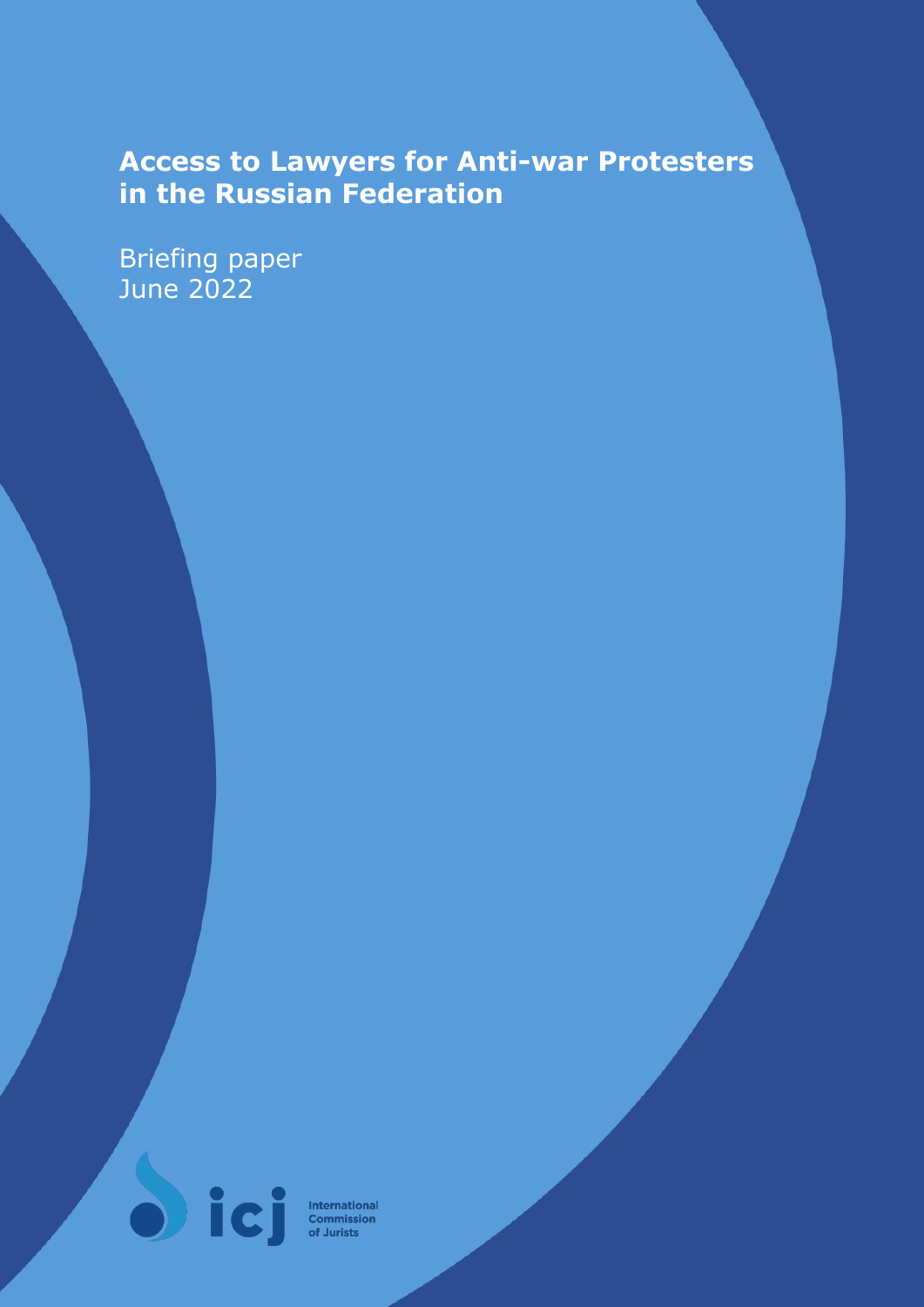# Access to Lawyers for Anti-war Protesters in the Russian Federation

Briefing paper
June 2022

International Commission of Jurists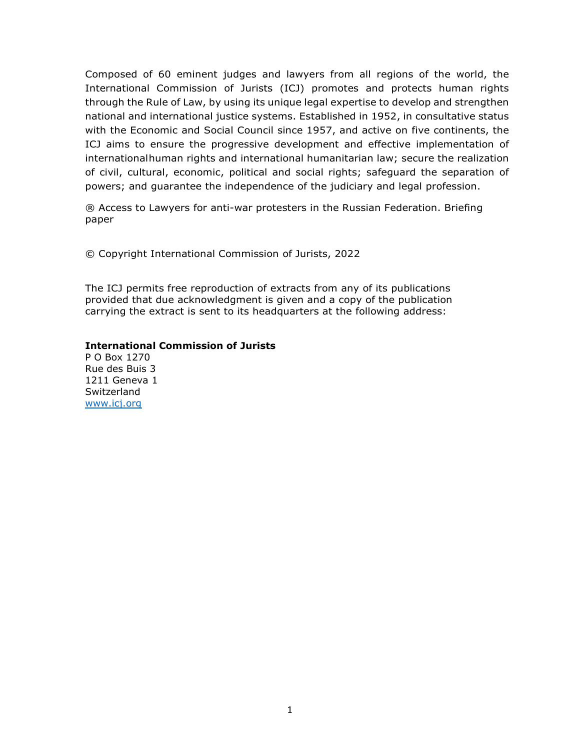Composed of 60 eminent judges and lawyers from all regions of the world, the International Commission of Jurists (ICJ) promotes and protects human rights through the Rule of Law, by using its unique legal expertise to develop and strengthen national and international justice systems. Established in 1952, in consultative status with the Economic and Social Council since 1957, and active on five continents, the ICJ aims to ensure the progressive development and effective implementation of internationalhuman rights and international humanitarian law; secure the realization of civil, cultural, economic, political and social rights; safeguard the separation of powers; and guarantee the independence of the judiciary and legal profession.

® Access to Lawyers for anti-war protesters in the Russian Federation. Briefing paper

© Copyright International Commission of Jurists, 2022

The ICJ permits free reproduction of extracts from any of its publications provided that due acknowledgment is given and a copy of the publication carrying the extract is sent to its headquarters at the following address:

**International Commission of Jurists**
P O Box 1270
Rue des Buis 3
1211 Geneva 1
Switzerland
www.icj.org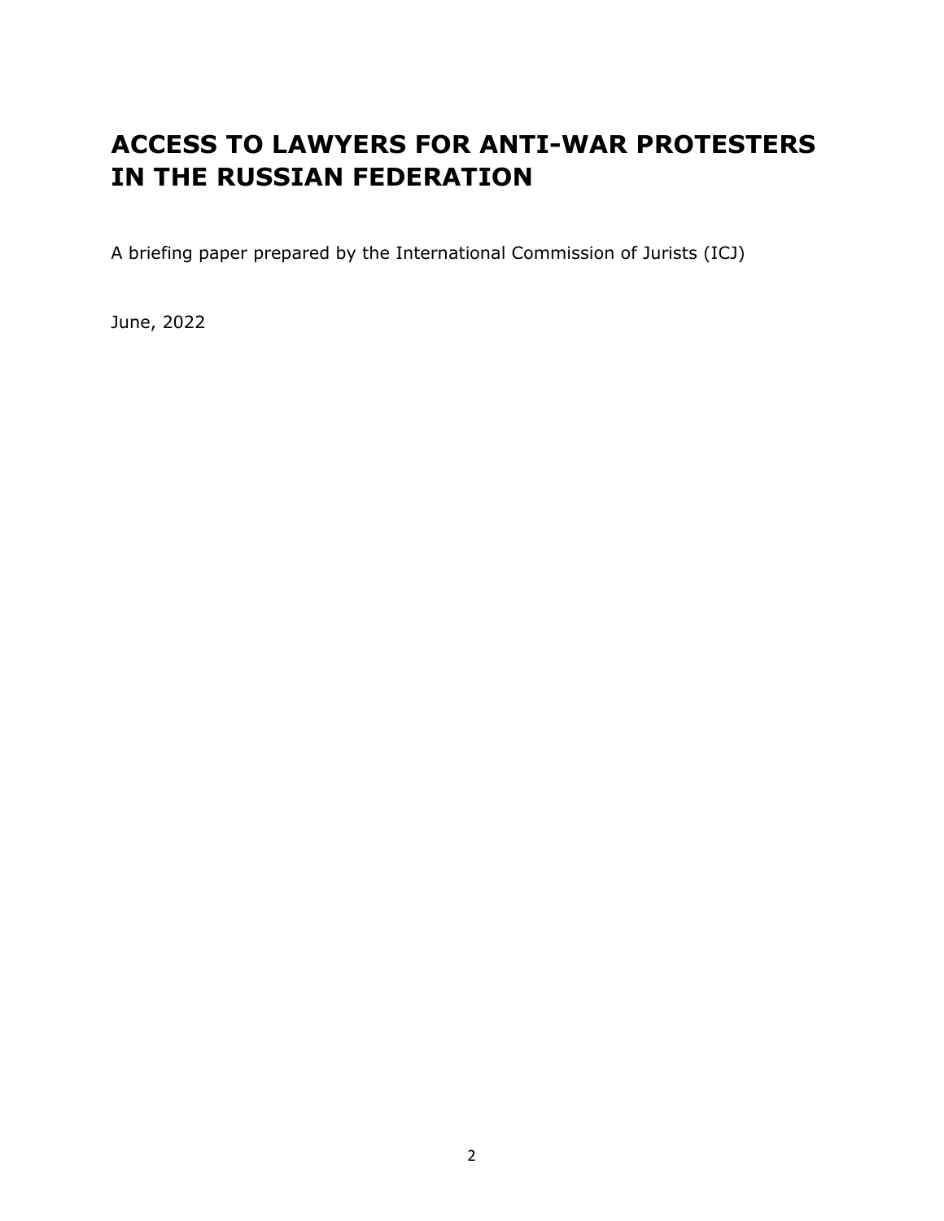# ACCESS TO LAWYERS FOR ANTI-WAR PROTESTERS IN THE RUSSIAN FEDERATION

A briefing paper prepared by the International Commission of Jurists (ICJ)

June, 2022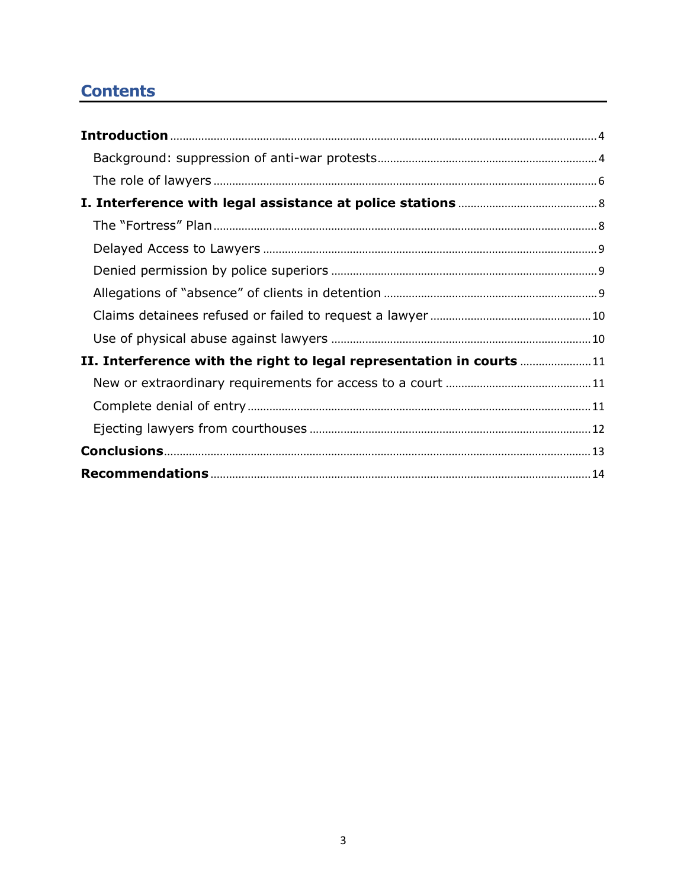## Contents

**Introduction** ........ 4

- Background: suppression of anti-war protests ........ 4
- The role of lawyers ........ 6

**I. Interference with legal assistance at police stations** ........ 8

- The "Fortress" Plan ........ 8
- Delayed Access to Lawyers ........ 9
- Denied permission by police superiors ........ 9
- Allegations of "absence" of clients in detention ........ 9
- Claims detainees refused or failed to request a lawyer ........ 10
- Use of physical abuse against lawyers ........ 10

**II. Interference with the right to legal representation in courts** ........ 11

- New or extraordinary requirements for access to a court ........ 11
- Complete denial of entry ........ 11
- Ejecting lawyers from courthouses ........ 12

**Conclusions** ........ 13

**Recommendations** ........ 14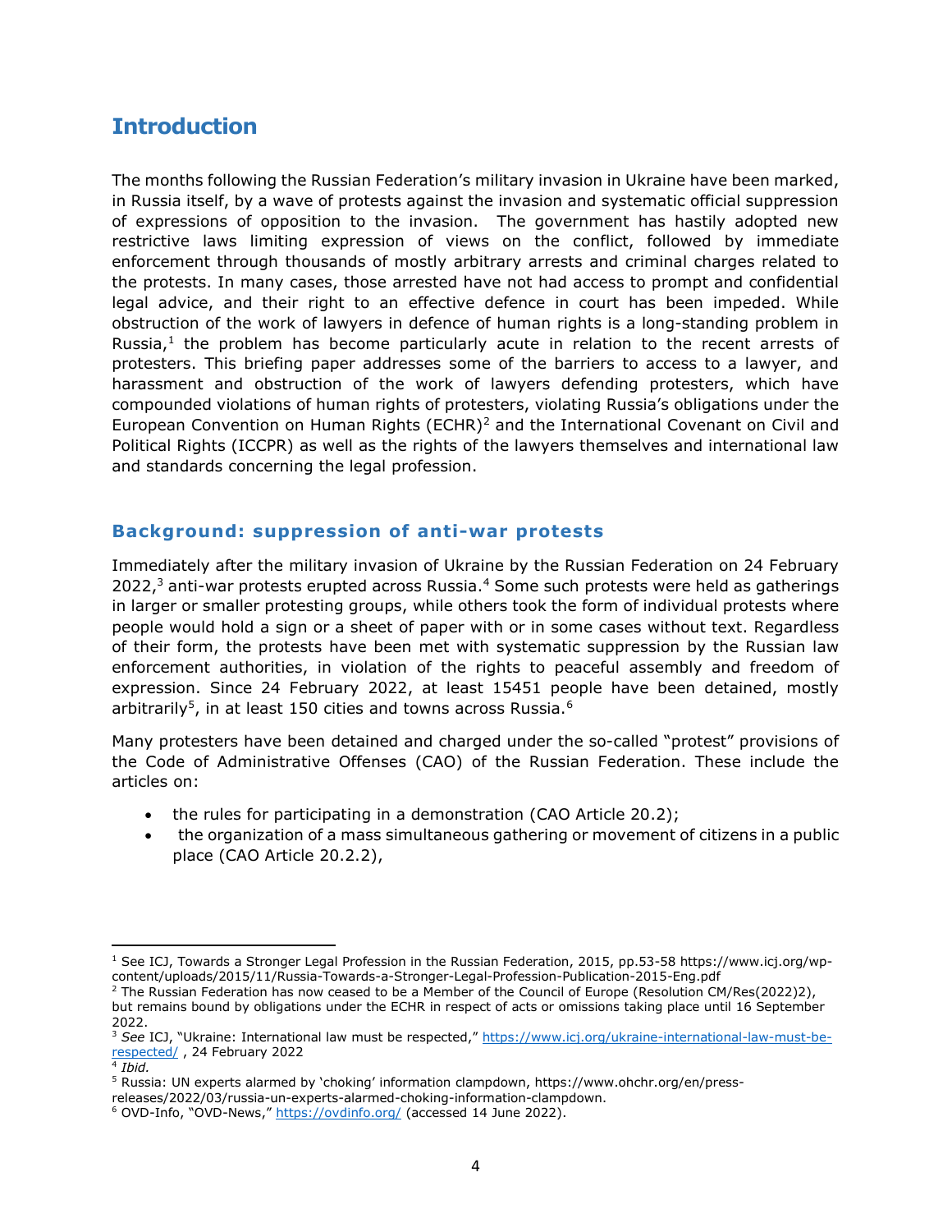## Introduction

The months following the Russian Federation's military invasion in Ukraine have been marked, in Russia itself, by a wave of protests against the invasion and systematic official suppression of expressions of opposition to the invasion. The government has hastily adopted new restrictive laws limiting expression of views on the conflict, followed by immediate enforcement through thousands of mostly arbitrary arrests and criminal charges related to the protests. In many cases, those arrested have not had access to prompt and confidential legal advice, and their right to an effective defence in court has been impeded. While obstruction of the work of lawyers in defence of human rights is a long-standing problem in Russia,[1] the problem has become particularly acute in relation to the recent arrests of protesters. This briefing paper addresses some of the barriers to access to a lawyer, and harassment and obstruction of the work of lawyers defending protesters, which have compounded violations of human rights of protesters, violating Russia's obligations under the European Convention on Human Rights (ECHR)[2] and the International Covenant on Civil and Political Rights (ICCPR) as well as the rights of the lawyers themselves and international law and standards concerning the legal profession.

### Background: suppression of anti-war protests

Immediately after the military invasion of Ukraine by the Russian Federation on 24 February 2022,[3] anti-war protests erupted across Russia.[4] Some such protests were held as gatherings in larger or smaller protesting groups, while others took the form of individual protests where people would hold a sign or a sheet of paper with or in some cases without text. Regardless of their form, the protests have been met with systematic suppression by the Russian law enforcement authorities, in violation of the rights to peaceful assembly and freedom of expression. Since 24 February 2022, at least 15451 people have been detained, mostly arbitrarily[5], in at least 150 cities and towns across Russia.[6]

Many protesters have been detained and charged under the so-called "protest" provisions of the Code of Administrative Offenses (CAO) of the Russian Federation. These include the articles on:

- the rules for participating in a demonstration (CAO Article 20.2);
- the organization of a mass simultaneous gathering or movement of citizens in a public place (CAO Article 20.2.2),

---

[1] See ICJ, Towards a Stronger Legal Profession in the Russian Federation, 2015, pp.53-58 https://www.icj.org/wp-content/uploads/2015/11/Russia-Towards-a-Stronger-Legal-Profession-Publication-2015-Eng.pdf

[2] The Russian Federation has now ceased to be a Member of the Council of Europe (Resolution CM/Res(2022)2), but remains bound by obligations under the ECHR in respect of acts or omissions taking place until 16 September 2022.

[3] *See* ICJ, "Ukraine: International law must be respected," https://www.icj.org/ukraine-international-law-must-be-respected/ , 24 February 2022

[4] *Ibid.*

[5] Russia: UN experts alarmed by 'choking' information clampdown, https://www.ohchr.org/en/press-releases/2022/03/russia-un-experts-alarmed-choking-information-clampdown.

[6] OVD-Info, "OVD-News," https://ovdinfo.org/ (accessed 14 June 2022).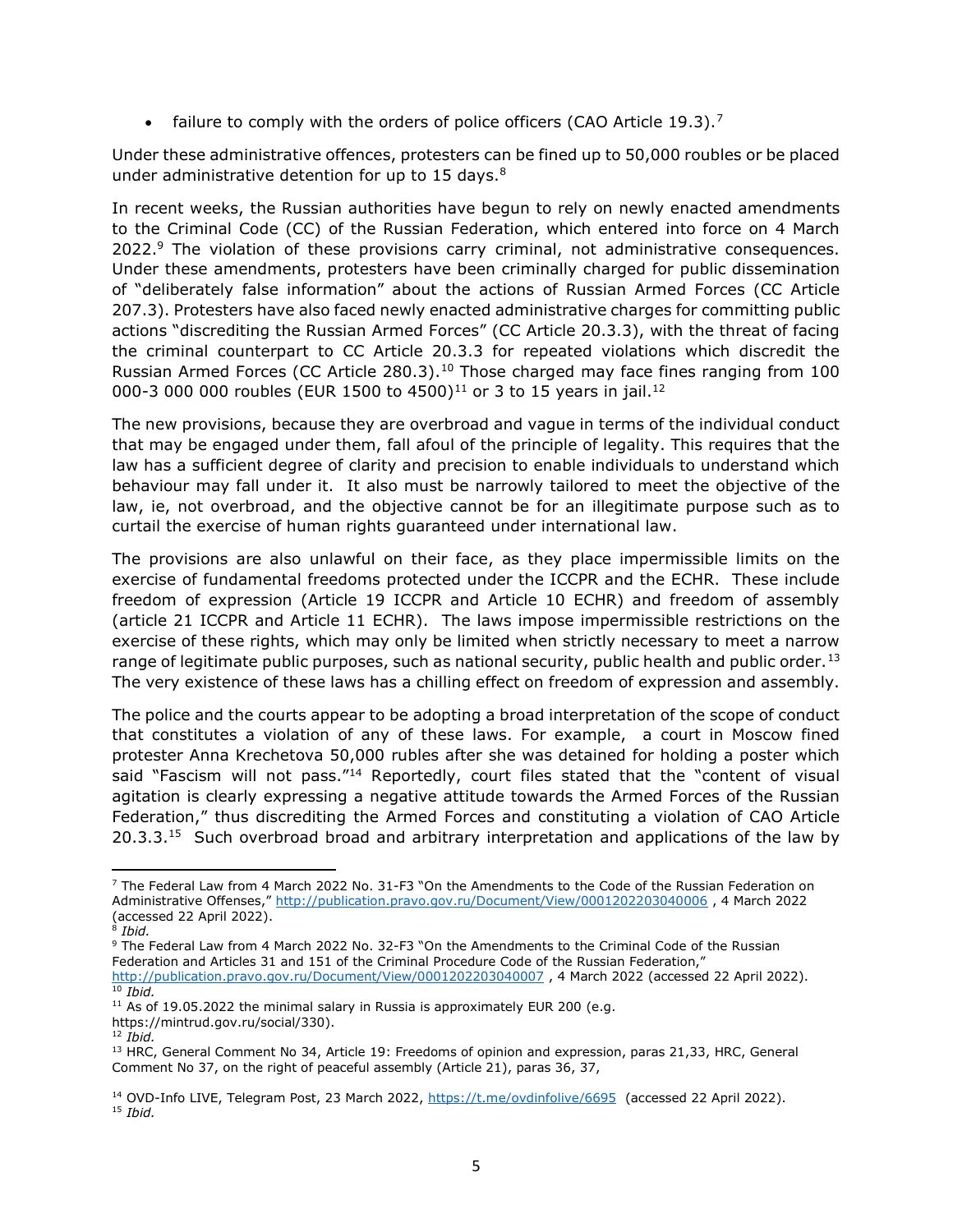- failure to comply with the orders of police officers (CAO Article 19.3).[7]

Under these administrative offences, protesters can be fined up to 50,000 roubles or be placed under administrative detention for up to 15 days.[8]

In recent weeks, the Russian authorities have begun to rely on newly enacted amendments to the Criminal Code (CC) of the Russian Federation, which entered into force on 4 March 2022.[9] The violation of these provisions carry criminal, not administrative consequences. Under these amendments, protesters have been criminally charged for public dissemination of "deliberately false information" about the actions of Russian Armed Forces (CC Article 207.3). Protesters have also faced newly enacted administrative charges for committing public actions "discrediting the Russian Armed Forces" (CC Article 20.3.3), with the threat of facing the criminal counterpart to CC Article 20.3.3 for repeated violations which discredit the Russian Armed Forces (CC Article 280.3).[10] Those charged may face fines ranging from 100 000-3 000 000 roubles (EUR 1500 to 4500)[11] or 3 to 15 years in jail.[12]

The new provisions, because they are overbroad and vague in terms of the individual conduct that may be engaged under them, fall afoul of the principle of legality. This requires that the law has a sufficient degree of clarity and precision to enable individuals to understand which behaviour may fall under it. It also must be narrowly tailored to meet the objective of the law, ie, not overbroad, and the objective cannot be for an illegitimate purpose such as to curtail the exercise of human rights guaranteed under international law.

The provisions are also unlawful on their face, as they place impermissible limits on the exercise of fundamental freedoms protected under the ICCPR and the ECHR. These include freedom of expression (Article 19 ICCPR and Article 10 ECHR) and freedom of assembly (article 21 ICCPR and Article 11 ECHR). The laws impose impermissible restrictions on the exercise of these rights, which may only be limited when strictly necessary to meet a narrow range of legitimate public purposes, such as national security, public health and public order.[13] The very existence of these laws has a chilling effect on freedom of expression and assembly.

The police and the courts appear to be adopting a broad interpretation of the scope of conduct that constitutes a violation of any of these laws. For example, a court in Moscow fined protester Anna Krechetova 50,000 rubles after she was detained for holding a poster which said "Fascism will not pass."[14] Reportedly, court files stated that the "content of visual agitation is clearly expressing a negative attitude towards the Armed Forces of the Russian Federation," thus discrediting the Armed Forces and constituting a violation of CAO Article 20.3.3.[15] Such overbroad broad and arbitrary interpretation and applications of the law by

---

[7] The Federal Law from 4 March 2022 No. 31-F3 "On the Amendments to the Code of the Russian Federation on Administrative Offenses," http://publication.pravo.gov.ru/Document/View/0001202203040006 , 4 March 2022 (accessed 22 April 2022).

[8] *Ibid.*

[9] The Federal Law from 4 March 2022 No. 32-F3 "On the Amendments to the Criminal Code of the Russian Federation and Articles 31 and 151 of the Criminal Procedure Code of the Russian Federation," http://publication.pravo.gov.ru/Document/View/0001202203040007 , 4 March 2022 (accessed 22 April 2022).

[10] *Ibid.*

[11] As of 19.05.2022 the minimal salary in Russia is approximately EUR 200 (e.g. https://mintrud.gov.ru/social/330).

[12] *Ibid.*

[13] HRC, General Comment No 34, Article 19: Freedoms of opinion and expression, paras 21,33, HRC, General Comment No 37, on the right of peaceful assembly (Article 21), paras 36, 37,

[14] OVD-Info LIVE, Telegram Post, 23 March 2022, https://t.me/ovdinfolive/6695 (accessed 22 April 2022).

[15] *Ibid.*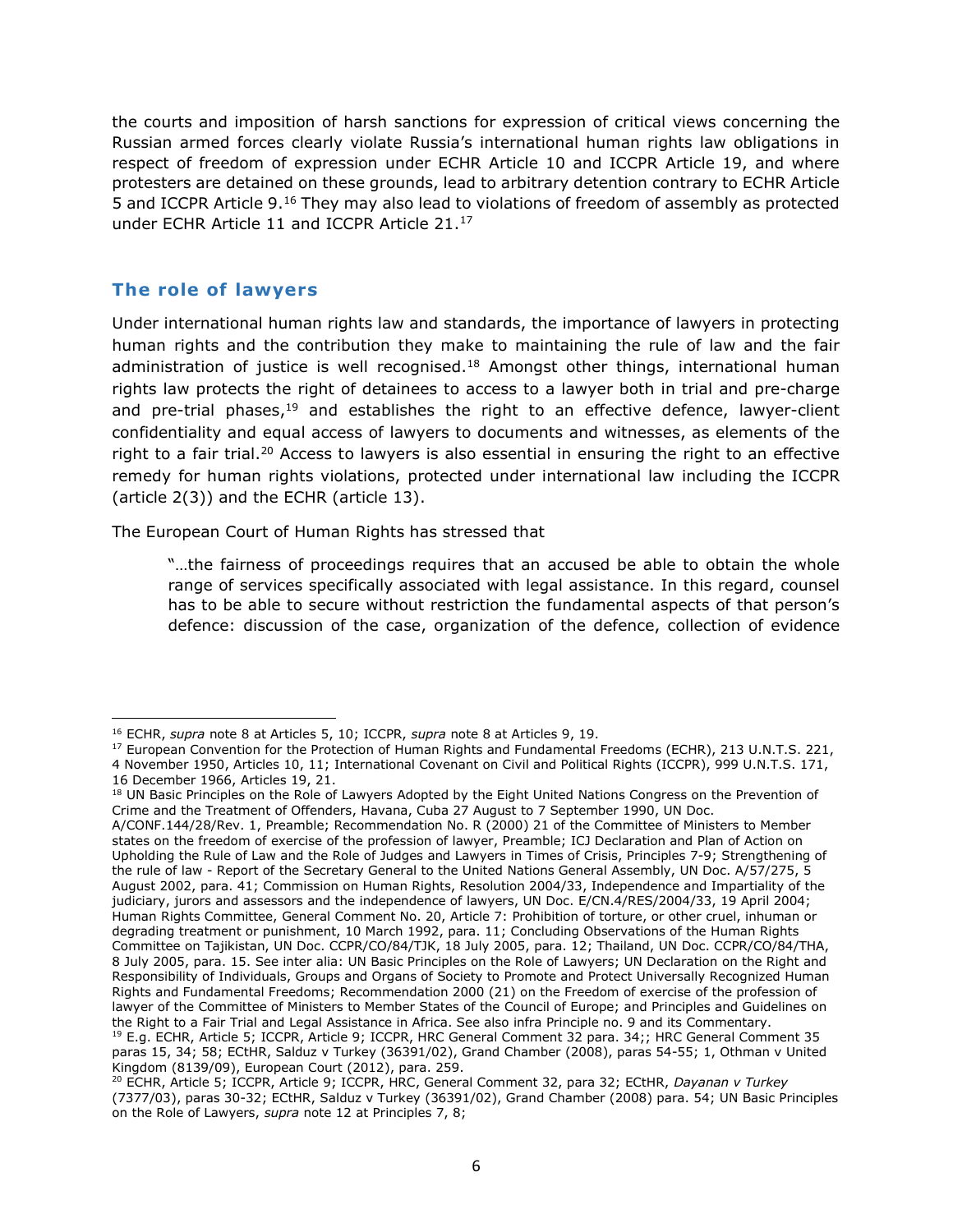the courts and imposition of harsh sanctions for expression of critical views concerning the Russian armed forces clearly violate Russia's international human rights law obligations in respect of freedom of expression under ECHR Article 10 and ICCPR Article 19, and where protesters are detained on these grounds, lead to arbitrary detention contrary to ECHR Article 5 and ICCPR Article 9.[16] They may also lead to violations of freedom of assembly as protected under ECHR Article 11 and ICCPR Article 21.[17]

## The role of lawyers

Under international human rights law and standards, the importance of lawyers in protecting human rights and the contribution they make to maintaining the rule of law and the fair administration of justice is well recognised.[18] Amongst other things, international human rights law protects the right of detainees to access to a lawyer both in trial and pre-charge and pre-trial phases,[19] and establishes the right to an effective defence, lawyer-client confidentiality and equal access of lawyers to documents and witnesses, as elements of the right to a fair trial.[20] Access to lawyers is also essential in ensuring the right to an effective remedy for human rights violations, protected under international law including the ICCPR (article 2(3)) and the ECHR (article 13).

The European Court of Human Rights has stressed that

> "…the fairness of proceedings requires that an accused be able to obtain the whole range of services specifically associated with legal assistance. In this regard, counsel has to be able to secure without restriction the fundamental aspects of that person's defence: discussion of the case, organization of the defence, collection of evidence

---

[16] ECHR, *supra* note 8 at Articles 5, 10; ICCPR, *supra* note 8 at Articles 9, 19.

[17] European Convention for the Protection of Human Rights and Fundamental Freedoms (ECHR), 213 U.N.T.S. 221, 4 November 1950, Articles 10, 11; International Covenant on Civil and Political Rights (ICCPR), 999 U.N.T.S. 171, 16 December 1966, Articles 19, 21.

[18] UN Basic Principles on the Role of Lawyers Adopted by the Eight United Nations Congress on the Prevention of Crime and the Treatment of Offenders, Havana, Cuba 27 August to 7 September 1990, UN Doc. A/CONF.144/28/Rev. 1, Preamble; Recommendation No. R (2000) 21 of the Committee of Ministers to Member states on the freedom of exercise of the profession of lawyer, Preamble; ICJ Declaration and Plan of Action on Upholding the Rule of Law and the Role of Judges and Lawyers in Times of Crisis, Principles 7-9; Strengthening of the rule of law - Report of the Secretary General to the United Nations General Assembly, UN Doc. A/57/275, 5 August 2002, para. 41; Commission on Human Rights, Resolution 2004/33, Independence and Impartiality of the judiciary, jurors and assessors and the independence of lawyers, UN Doc. E/CN.4/RES/2004/33, 19 April 2004; Human Rights Committee, General Comment No. 20, Article 7: Prohibition of torture, or other cruel, inhuman or degrading treatment or punishment, 10 March 1992, para. 11; Concluding Observations of the Human Rights Committee on Tajikistan, UN Doc. CCPR/CO/84/TJK, 18 July 2005, para. 12; Thailand, UN Doc. CCPR/CO/84/THA, 8 July 2005, para. 15. See inter alia: UN Basic Principles on the Role of Lawyers; UN Declaration on the Right and Responsibility of Individuals, Groups and Organs of Society to Promote and Protect Universally Recognized Human Rights and Fundamental Freedoms; Recommendation 2000 (21) on the Freedom of exercise of the profession of lawyer of the Committee of Ministers to Member States of the Council of Europe; and Principles and Guidelines on the Right to a Fair Trial and Legal Assistance in Africa. See also infra Principle no. 9 and its Commentary.

[19] E.g. ECHR, Article 5; ICCPR, Article 9; ICCPR, HRC General Comment 32 para. 34;; HRC General Comment 35 paras 15, 34; 58; ECtHR, Salduz v Turkey (36391/02), Grand Chamber (2008), paras 54-55; 1, Othman v United Kingdom (8139/09), European Court (2012), para. 259.

[20] ECHR, Article 5; ICCPR, Article 9; ICCPR, HRC, General Comment 32, para 32; ECtHR, *Dayanan v Turkey* (7377/03), paras 30-32; ECtHR, Salduz v Turkey (36391/02), Grand Chamber (2008) para. 54; UN Basic Principles on the Role of Lawyers, *supra* note 12 at Principles 7, 8;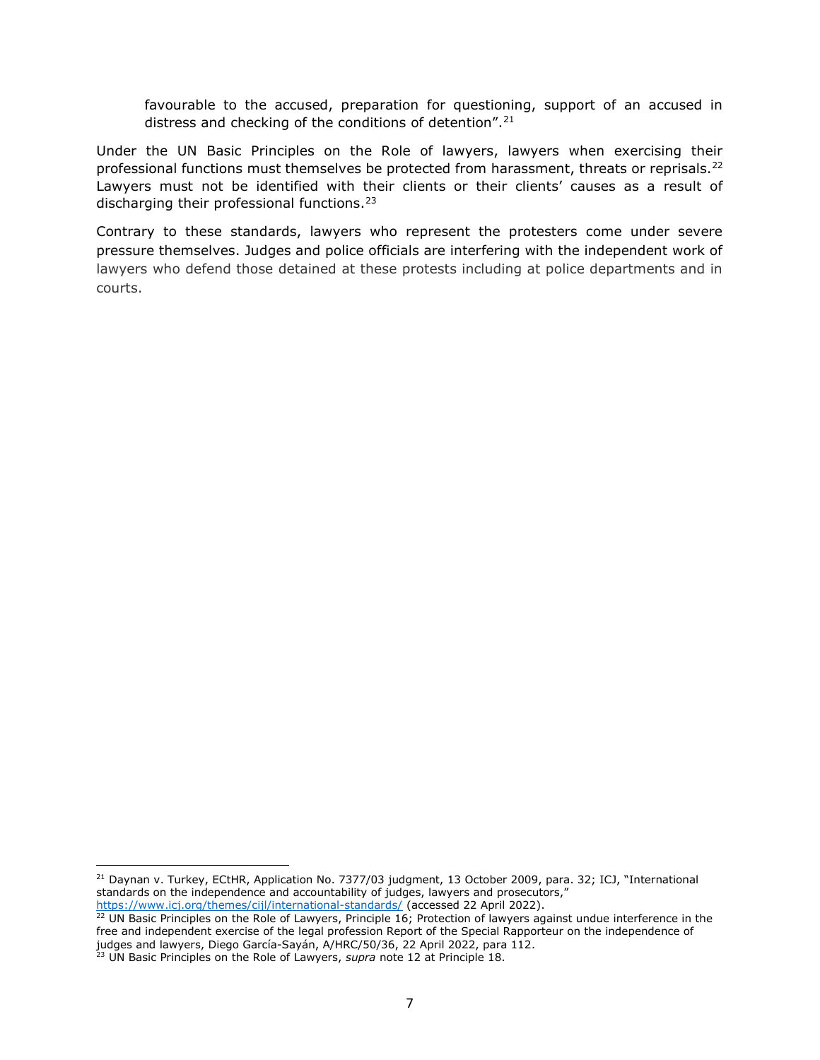> favourable to the accused, preparation for questioning, support of an accused in distress and checking of the conditions of detention".[21]

Under the UN Basic Principles on the Role of lawyers, lawyers when exercising their professional functions must themselves be protected from harassment, threats or reprisals.[22] Lawyers must not be identified with their clients or their clients' causes as a result of discharging their professional functions.[23]

Contrary to these standards, lawyers who represent the protesters come under severe pressure themselves. Judges and police officials are interfering with the independent work of lawyers who defend those detained at these protests including at police departments and in courts.

---

[21] Daynan v. Turkey, ECtHR, Application No. 7377/03 judgment, 13 October 2009, para. 32; ICJ, "International standards on the independence and accountability of judges, lawyers and prosecutors," https://www.icj.org/themes/cijl/international-standards/ (accessed 22 April 2022).

[22] UN Basic Principles on the Role of Lawyers, Principle 16; Protection of lawyers against undue interference in the free and independent exercise of the legal profession Report of the Special Rapporteur on the independence of judges and lawyers, Diego García-Sayán, A/HRC/50/36, 22 April 2022, para 112.

[23] UN Basic Principles on the Role of Lawyers, *supra* note 12 at Principle 18.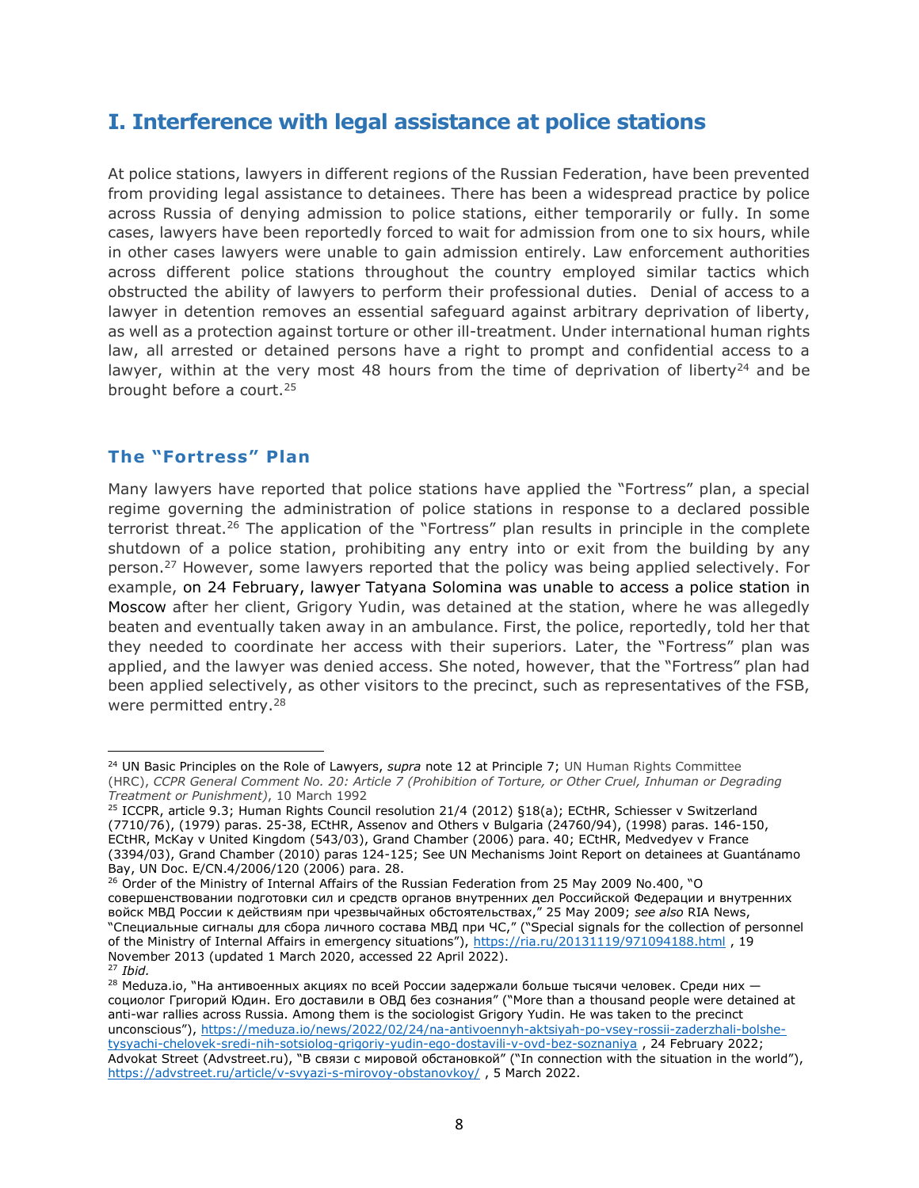## I. Interference with legal assistance at police stations

At police stations, lawyers in different regions of the Russian Federation, have been prevented from providing legal assistance to detainees. There has been a widespread practice by police across Russia of denying admission to police stations, either temporarily or fully. In some cases, lawyers have been reportedly forced to wait for admission from one to six hours, while in other cases lawyers were unable to gain admission entirely. Law enforcement authorities across different police stations throughout the country employed similar tactics which obstructed the ability of lawyers to perform their professional duties. Denial of access to a lawyer in detention removes an essential safeguard against arbitrary deprivation of liberty, as well as a protection against torture or other ill-treatment. Under international human rights law, all arrested or detained persons have a right to prompt and confidential access to a lawyer, within at the very most 48 hours from the time of deprivation of liberty[24] and be brought before a court.[25]

### The "Fortress" Plan

Many lawyers have reported that police stations have applied the "Fortress" plan, a special regime governing the administration of police stations in response to a declared possible terrorist threat.[26] The application of the "Fortress" plan results in principle in the complete shutdown of a police station, prohibiting any entry into or exit from the building by any person.[27] However, some lawyers reported that the policy was being applied selectively. For example, on 24 February, lawyer Tatyana Solomina was unable to access a police station in Moscow after her client, Grigory Yudin, was detained at the station, where he was allegedly beaten and eventually taken away in an ambulance. First, the police, reportedly, told her that they needed to coordinate her access with their superiors. Later, the "Fortress" plan was applied, and the lawyer was denied access. She noted, however, that the "Fortress" plan had been applied selectively, as other visitors to the precinct, such as representatives of the FSB, were permitted entry.[28]

---

[24] UN Basic Principles on the Role of Lawyers, *supra* note 12 at Principle 7; UN Human Rights Committee (HRC), *CCPR General Comment No. 20: Article 7 (Prohibition of Torture, or Other Cruel, Inhuman or Degrading Treatment or Punishment)*, 10 March 1992

[25] ICCPR, article 9.3; Human Rights Council resolution 21/4 (2012) §18(a); ECtHR, Schiesser v Switzerland (7710/76), (1979) paras. 25-38, ECtHR, Assenov and Others v Bulgaria (24760/94), (1998) paras. 146-150, ECtHR, McKay v United Kingdom (543/03), Grand Chamber (2006) para. 40; ECtHR, Medvedyev v France (3394/03), Grand Chamber (2010) paras 124-125; See UN Mechanisms Joint Report on detainees at Guantánamo Bay, UN Doc. E/CN.4/2006/120 (2006) para. 28.

[26] Order of the Ministry of Internal Affairs of the Russian Federation from 25 May 2009 No.400, "О совершенствовании подготовки сил и средств органов внутренних дел Российской Федерации и внутренних войск МВД России к действиям при чрезвычайных обстоятельствах," 25 May 2009; *see also* RIA News, "Специальные сигналы для сбора личного состава МВД при ЧС," ("Special signals for the collection of personnel of the Ministry of Internal Affairs in emergency situations"), https://ria.ru/20131119/971094188.html , 19 November 2013 (updated 1 March 2020, accessed 22 April 2022).

[27] *Ibid.*

[28] Meduza.io, "На антивоенных акциях по всей России задержали больше тысячи человек. Среди них — социолог Григорий Юдин. Его доставили в ОВД без сознания" ("More than a thousand people were detained at anti-war rallies across Russia. Among them is the sociologist Grigory Yudin. He was taken to the precinct unconscious"), https://meduza.io/news/2022/02/24/na-antivoennyh-aktsiyah-po-vsey-rossii-zaderzhali-bolshe-tysyachi-chelovek-sredi-nih-sotsiolog-grigoriy-yudin-ego-dostavili-v-ovd-bez-soznaniya , 24 February 2022; Advokat Street (Advstreet.ru), "В связи с мировой обстановкой" ("In connection with the situation in the world"), https://advstreet.ru/article/v-svyazi-s-mirovoy-obstanovkoy/ , 5 March 2022.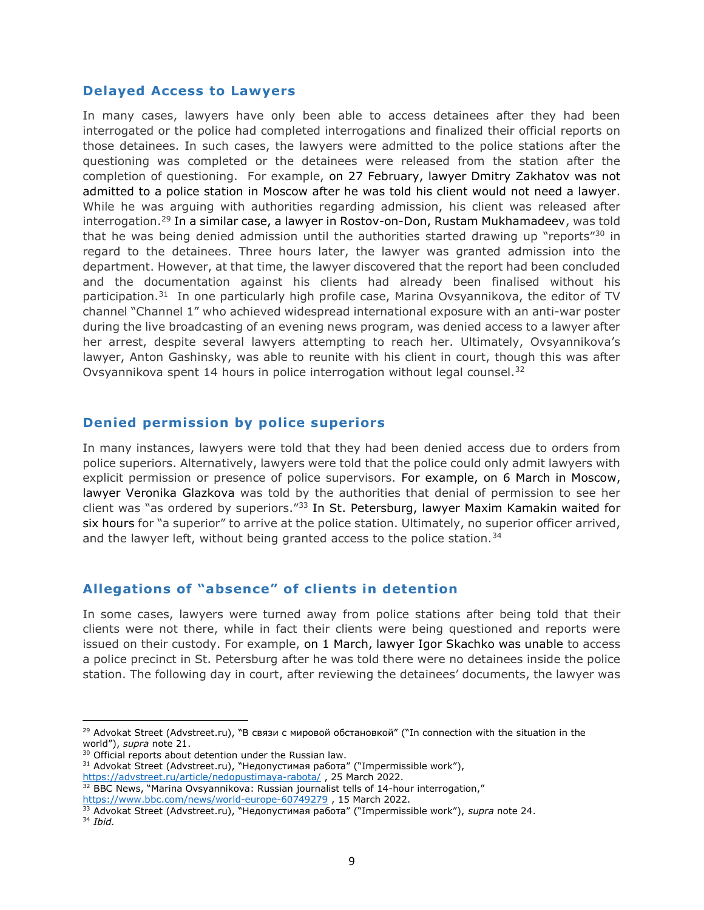## Delayed Access to Lawyers

In many cases, lawyers have only been able to access detainees after they had been interrogated or the police had completed interrogations and finalized their official reports on those detainees. In such cases, the lawyers were admitted to the police stations after the questioning was completed or the detainees were released from the station after the completion of questioning. For example, on 27 February, lawyer Dmitry Zakhatov was not admitted to a police station in Moscow after he was told his client would not need a lawyer. While he was arguing with authorities regarding admission, his client was released after interrogation.[29] In a similar case, a lawyer in Rostov-on-Don, Rustam Mukhamadeev, was told that he was being denied admission until the authorities started drawing up "reports"[30] in regard to the detainees. Three hours later, the lawyer was granted admission into the department. However, at that time, the lawyer discovered that the report had been concluded and the documentation against his clients had already been finalised without his participation.[31] In one particularly high profile case, Marina Ovsyannikova, the editor of TV channel "Channel 1" who achieved widespread international exposure with an anti-war poster during the live broadcasting of an evening news program, was denied access to a lawyer after her arrest, despite several lawyers attempting to reach her. Ultimately, Ovsyannikova's lawyer, Anton Gashinsky, was able to reunite with his client in court, though this was after Ovsyannikova spent 14 hours in police interrogation without legal counsel.[32]

## Denied permission by police superiors

In many instances, lawyers were told that they had been denied access due to orders from police superiors. Alternatively, lawyers were told that the police could only admit lawyers with explicit permission or presence of police supervisors. For example, on 6 March in Moscow, lawyer Veronika Glazkova was told by the authorities that denial of permission to see her client was "as ordered by superiors."[33] In St. Petersburg, lawyer Maxim Kamakin waited for six hours for "a superior" to arrive at the police station. Ultimately, no superior officer arrived, and the lawyer left, without being granted access to the police station.[34]

## Allegations of "absence" of clients in detention

In some cases, lawyers were turned away from police stations after being told that their clients were not there, while in fact their clients were being questioned and reports were issued on their custody. For example, on 1 March, lawyer Igor Skachko was unable to access a police precinct in St. Petersburg after he was told there were no detainees inside the police station. The following day in court, after reviewing the detainees' documents, the lawyer was

---

[29] Advokat Street (Advstreet.ru), "В связи с мировой обстановкой" ("In connection with the situation in the world"), *supra* note 21.

[30] Official reports about detention under the Russian law.

[31] Advokat Street (Advstreet.ru), "Недопустимая работа" ("Impermissible work"), https://advstreet.ru/article/nedopustimaya-rabota/ , 25 March 2022.

[32] BBC News, "Marina Ovsyannikova: Russian journalist tells of 14-hour interrogation," https://www.bbc.com/news/world-europe-60749279 , 15 March 2022.

[33] Advokat Street (Advstreet.ru), "Недопустимая работа" ("Impermissible work"), *supra* note 24.

[34] *Ibid.*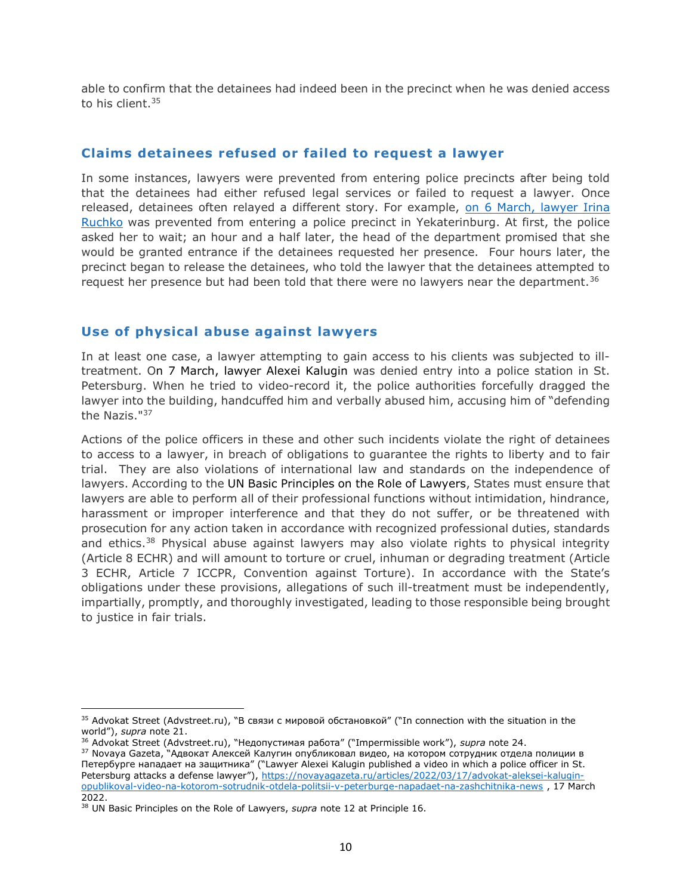able to confirm that the detainees had indeed been in the precinct when he was denied access to his client.[35]

## Claims detainees refused or failed to request a lawyer

In some instances, lawyers were prevented from entering police precincts after being told that the detainees had either refused legal services or failed to request a lawyer. Once released, detainees often relayed a different story. For example, [on 6 March, lawyer Irina Ruchko]() was prevented from entering a police precinct in Yekaterinburg. At first, the police asked her to wait; an hour and a half later, the head of the department promised that she would be granted entrance if the detainees requested her presence. Four hours later, the precinct began to release the detainees, who told the lawyer that the detainees attempted to request her presence but had been told that there were no lawyers near the department.[36]

## Use of physical abuse against lawyers

In at least one case, a lawyer attempting to gain access to his clients was subjected to ill-treatment. On 7 March, lawyer Alexei Kalugin was denied entry into a police station in St. Petersburg. When he tried to video-record it, the police authorities forcefully dragged the lawyer into the building, handcuffed him and verbally abused him, accusing him of "defending the Nazis."[37]

Actions of the police officers in these and other such incidents violate the right of detainees to access to a lawyer, in breach of obligations to guarantee the rights to liberty and to fair trial. They are also violations of international law and standards on the independence of lawyers. According to the UN Basic Principles on the Role of Lawyers, States must ensure that lawyers are able to perform all of their professional functions without intimidation, hindrance, harassment or improper interference and that they do not suffer, or be threatened with prosecution for any action taken in accordance with recognized professional duties, standards and ethics.[38] Physical abuse against lawyers may also violate rights to physical integrity (Article 8 ECHR) and will amount to torture or cruel, inhuman or degrading treatment (Article 3 ECHR, Article 7 ICCPR, Convention against Torture). In accordance with the State's obligations under these provisions, allegations of such ill-treatment must be independently, impartially, promptly, and thoroughly investigated, leading to those responsible being brought to justice in fair trials.

---

[35] Advokat Street (Advstreet.ru), "В связи с мировой обстановкой" ("In connection with the situation in the world"), *supra* note 21.

[36] Advokat Street (Advstreet.ru), "Недопустимая работа" ("Impermissible work"), *supra* note 24.

[37] Novaya Gazeta, "Адвокат Алексей Калугин опубликовал видео, на котором сотрудник отдела полиции в Петербурге нападает на защитника" ("Lawyer Alexei Kalugin published a video in which a police officer in St. Petersburg attacks a defense lawyer"), https://novayagazeta.ru/articles/2022/03/17/advokat-aleksei-kalugin-opublikoval-video-na-kotorom-sotrudnik-otdela-politsii-v-peterburge-napadaet-na-zashchitnika-news , 17 March 2022.

[38] UN Basic Principles on the Role of Lawyers, *supra* note 12 at Principle 16.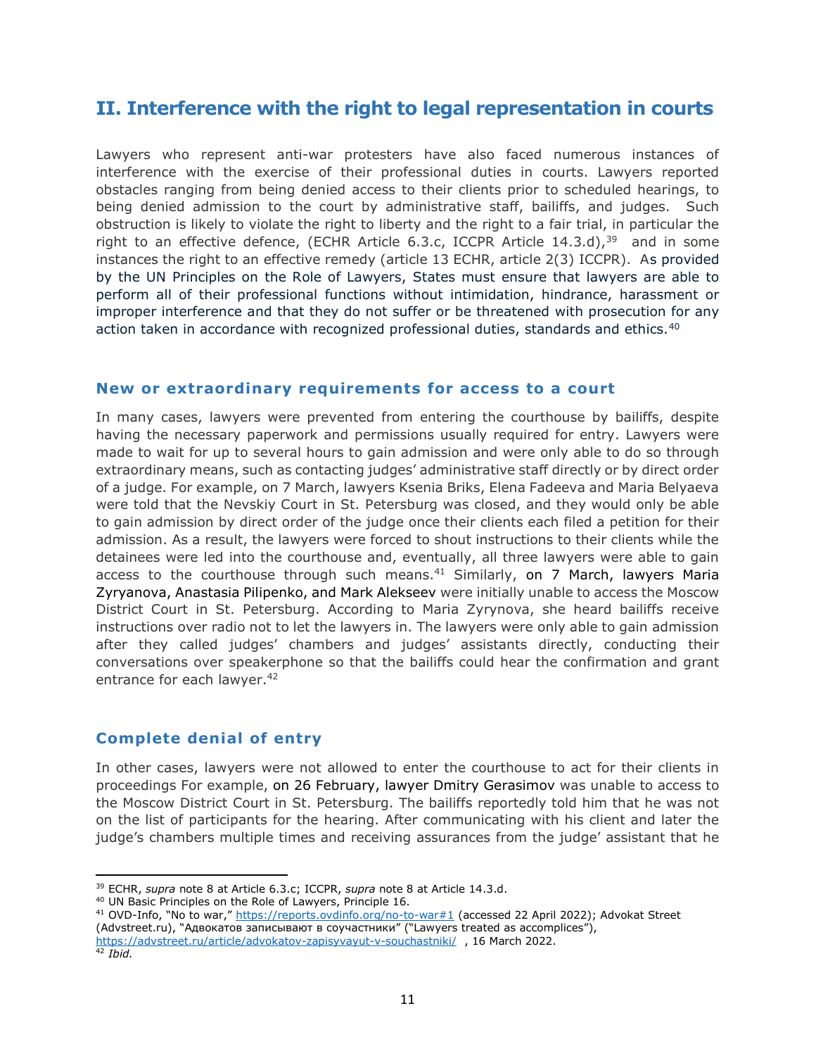## II. Interference with the right to legal representation in courts

Lawyers who represent anti-war protesters have also faced numerous instances of interference with the exercise of their professional duties in courts. Lawyers reported obstacles ranging from being denied access to their clients prior to scheduled hearings, to being denied admission to the court by administrative staff, bailiffs, and judges. Such obstruction is likely to violate the right to liberty and the right to a fair trial, in particular the right to an effective defence, (ECHR Article 6.3.c, ICCPR Article 14.3.d),[39] and in some instances the right to an effective remedy (article 13 ECHR, article 2(3) ICCPR). As provided by the UN Principles on the Role of Lawyers, States must ensure that lawyers are able to perform all of their professional functions without intimidation, hindrance, harassment or improper interference and that they do not suffer or be threatened with prosecution for any action taken in accordance with recognized professional duties, standards and ethics.[40]

### New or extraordinary requirements for access to a court

In many cases, lawyers were prevented from entering the courthouse by bailiffs, despite having the necessary paperwork and permissions usually required for entry. Lawyers were made to wait for up to several hours to gain admission and were only able to do so through extraordinary means, such as contacting judges' administrative staff directly or by direct order of a judge. For example, on 7 March, lawyers Ksenia Briks, Elena Fadeeva and Maria Belyaeva were told that the Nevskiy Court in St. Petersburg was closed, and they would only be able to gain admission by direct order of the judge once their clients each filed a petition for their admission. As a result, the lawyers were forced to shout instructions to their clients while the detainees were led into the courthouse and, eventually, all three lawyers were able to gain access to the courthouse through such means.[41] Similarly, on 7 March, lawyers Maria Zyryanova, Anastasia Pilipenko, and Mark Alekseev were initially unable to access the Moscow District Court in St. Petersburg. According to Maria Zyrynova, she heard bailiffs receive instructions over radio not to let the lawyers in. The lawyers were only able to gain admission after they called judges' chambers and judges' assistants directly, conducting their conversations over speakerphone so that the bailiffs could hear the confirmation and grant entrance for each lawyer.[42]

### Complete denial of entry

In other cases, lawyers were not allowed to enter the courthouse to act for their clients in proceedings For example, on 26 February, lawyer Dmitry Gerasimov was unable to access to the Moscow District Court in St. Petersburg. The bailiffs reportedly told him that he was not on the list of participants for the hearing. After communicating with his client and later the judge's chambers multiple times and receiving assurances from the judge' assistant that he

---

[39] ECHR, *supra* note 8 at Article 6.3.c; ICCPR, *supra* note 8 at Article 14.3.d.

[40] UN Basic Principles on the Role of Lawyers, Principle 16.

[41] OVD-Info, "No to war," https://reports.ovdinfo.org/no-to-war#1 (accessed 22 April 2022); Advokat Street (Advstreet.ru), "Адвокатов записывают в соучастники" ("Lawyers treated as accomplices"), https://advstreet.ru/article/advokatov-zapisyvayut-v-souchastniki/ , 16 March 2022.

[42] *Ibid.*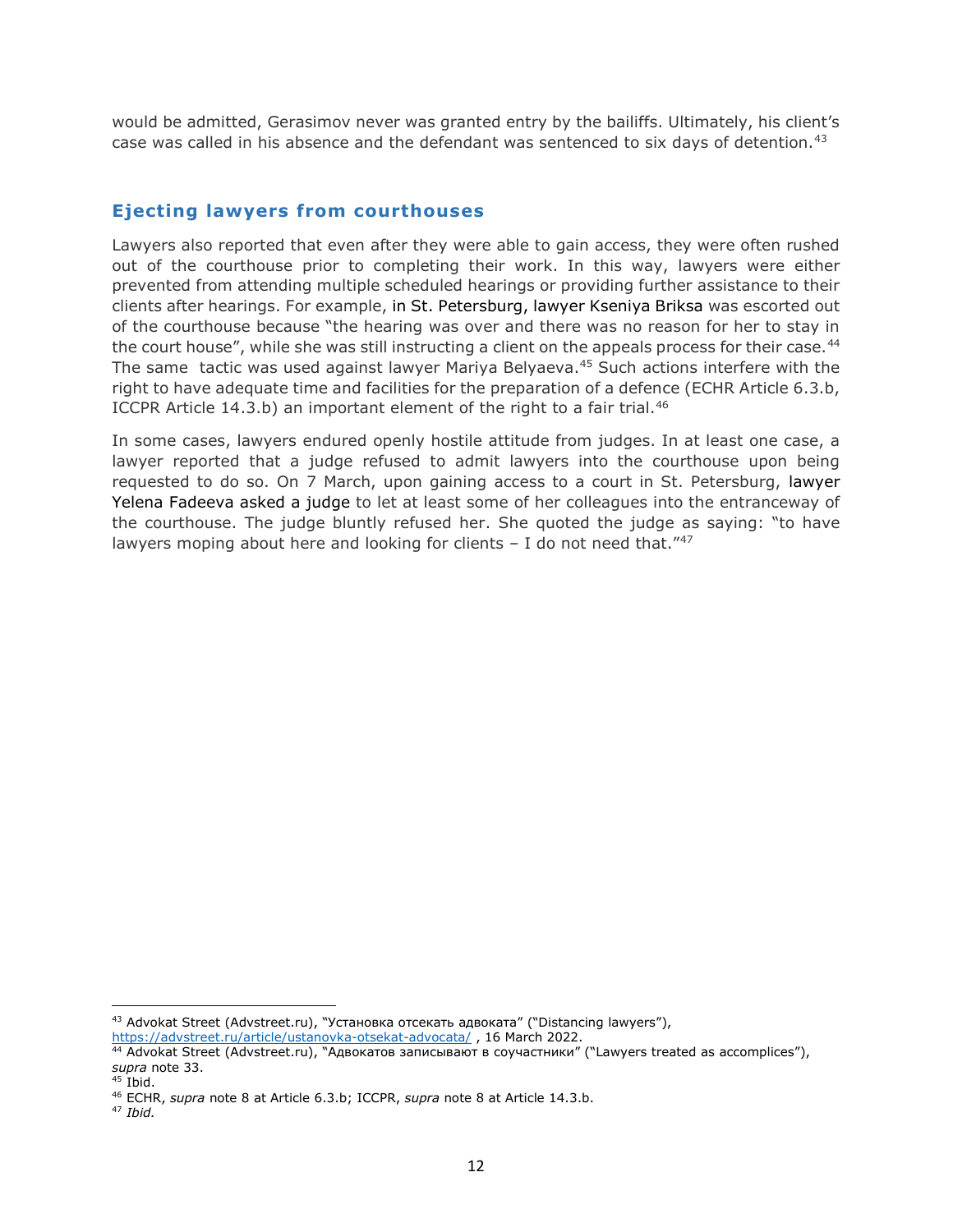would be admitted, Gerasimov never was granted entry by the bailiffs. Ultimately, his client's case was called in his absence and the defendant was sentenced to six days of detention.[43]

## Ejecting lawyers from courthouses

Lawyers also reported that even after they were able to gain access, they were often rushed out of the courthouse prior to completing their work. In this way, lawyers were either prevented from attending multiple scheduled hearings or providing further assistance to their clients after hearings. For example, in St. Petersburg, lawyer Kseniya Briksa was escorted out of the courthouse because "the hearing was over and there was no reason for her to stay in the court house", while she was still instructing a client on the appeals process for their case.[44] The same tactic was used against lawyer Mariya Belyaeva.[45] Such actions interfere with the right to have adequate time and facilities for the preparation of a defence (ECHR Article 6.3.b, ICCPR Article 14.3.b) an important element of the right to a fair trial.[46]

In some cases, lawyers endured openly hostile attitude from judges. In at least one case, a lawyer reported that a judge refused to admit lawyers into the courthouse upon being requested to do so. On 7 March, upon gaining access to a court in St. Petersburg, lawyer Yelena Fadeeva asked a judge to let at least some of her colleagues into the entranceway of the courthouse. The judge bluntly refused her. She quoted the judge as saying: "to have lawyers moping about here and looking for clients – I do not need that."[47]

---

[43] Advokat Street (Advstreet.ru), "Установка отсекать адвоката" ("Distancing lawyers"), https://advstreet.ru/article/ustanovka-otsekat-advocata/ , 16 March 2022.

[44] Advokat Street (Advstreet.ru), "Адвокатов записывают в соучастники" ("Lawyers treated as accomplices"), *supra* note 33.

[45] Ibid.

[46] ECHR, *supra* note 8 at Article 6.3.b; ICCPR, *supra* note 8 at Article 14.3.b.

[47] *Ibid.*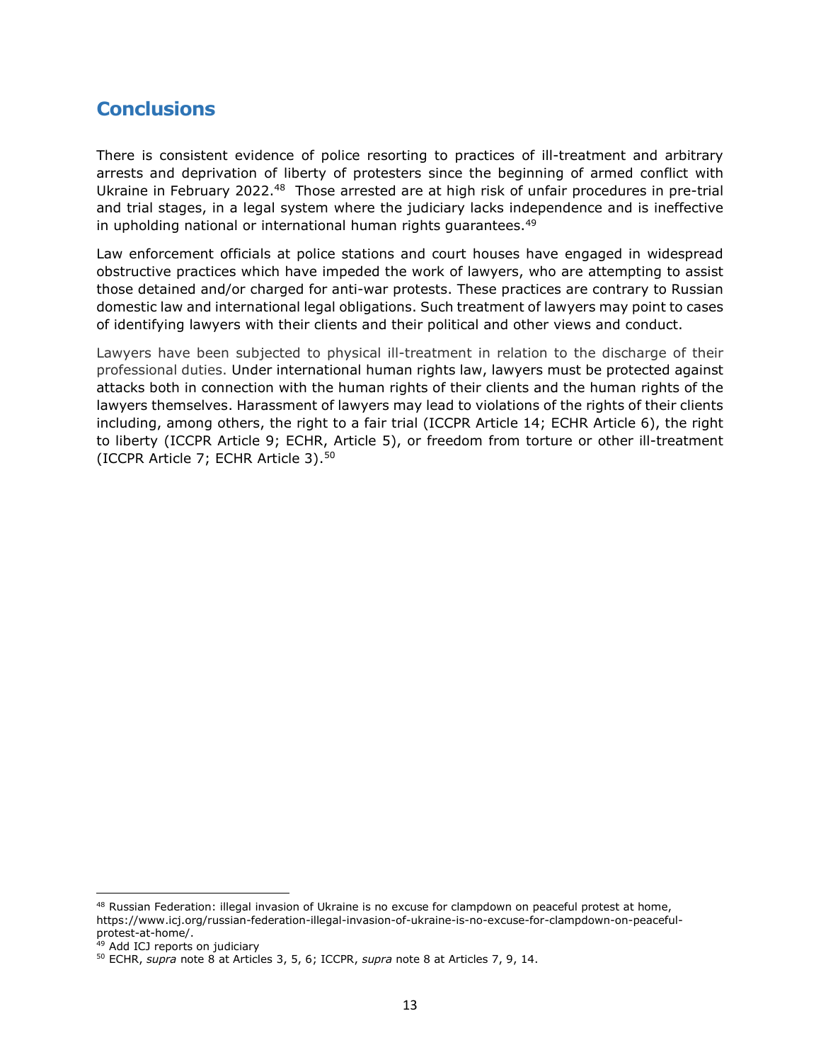## Conclusions

There is consistent evidence of police resorting to practices of ill-treatment and arbitrary arrests and deprivation of liberty of protesters since the beginning of armed conflict with Ukraine in February 2022.[48] Those arrested are at high risk of unfair procedures in pre-trial and trial stages, in a legal system where the judiciary lacks independence and is ineffective in upholding national or international human rights guarantees.[49]

Law enforcement officials at police stations and court houses have engaged in widespread obstructive practices which have impeded the work of lawyers, who are attempting to assist those detained and/or charged for anti-war protests. These practices are contrary to Russian domestic law and international legal obligations. Such treatment of lawyers may point to cases of identifying lawyers with their clients and their political and other views and conduct.

Lawyers have been subjected to physical ill-treatment in relation to the discharge of their professional duties. Under international human rights law, lawyers must be protected against attacks both in connection with the human rights of their clients and the human rights of the lawyers themselves. Harassment of lawyers may lead to violations of the rights of their clients including, among others, the right to a fair trial (ICCPR Article 14; ECHR Article 6), the right to liberty (ICCPR Article 9; ECHR, Article 5), or freedom from torture or other ill-treatment (ICCPR Article 7; ECHR Article 3).[50]

---

[48] Russian Federation: illegal invasion of Ukraine is no excuse for clampdown on peaceful protest at home, https://www.icj.org/russian-federation-illegal-invasion-of-ukraine-is-no-excuse-for-clampdown-on-peaceful-protest-at-home/.

[49] Add ICJ reports on judiciary

[50] ECHR, *supra* note 8 at Articles 3, 5, 6; ICCPR, *supra* note 8 at Articles 7, 9, 14.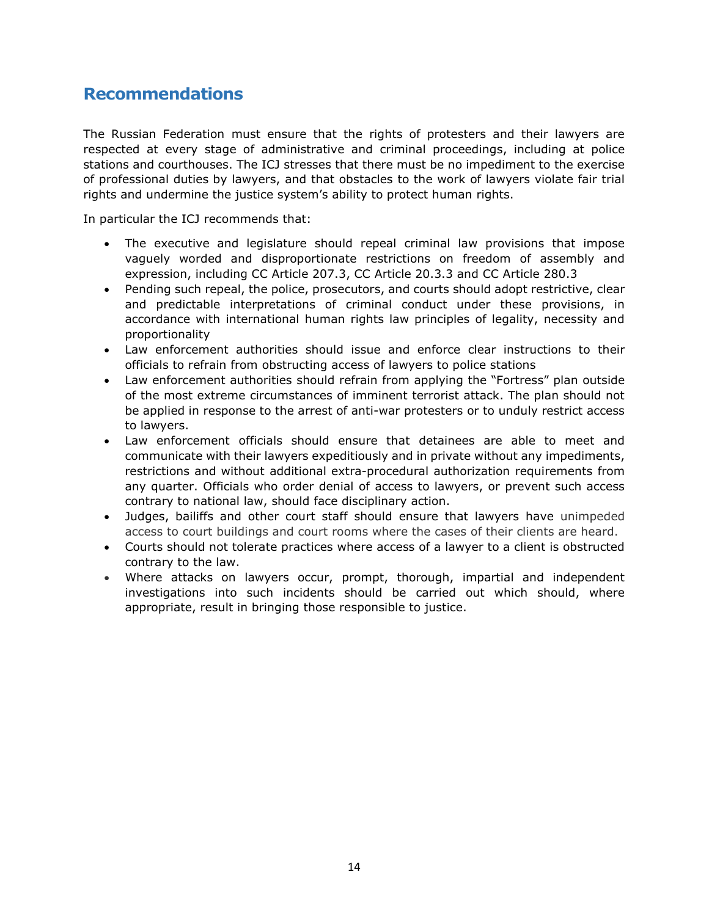## Recommendations

The Russian Federation must ensure that the rights of protesters and their lawyers are respected at every stage of administrative and criminal proceedings, including at police stations and courthouses. The ICJ stresses that there must be no impediment to the exercise of professional duties by lawyers, and that obstacles to the work of lawyers violate fair trial rights and undermine the justice system's ability to protect human rights.

In particular the ICJ recommends that:

- The executive and legislature should repeal criminal law provisions that impose vaguely worded and disproportionate restrictions on freedom of assembly and expression, including CC Article 207.3, CC Article 20.3.3 and CC Article 280.3
- Pending such repeal, the police, prosecutors, and courts should adopt restrictive, clear and predictable interpretations of criminal conduct under these provisions, in accordance with international human rights law principles of legality, necessity and proportionality
- Law enforcement authorities should issue and enforce clear instructions to their officials to refrain from obstructing access of lawyers to police stations
- Law enforcement authorities should refrain from applying the "Fortress" plan outside of the most extreme circumstances of imminent terrorist attack. The plan should not be applied in response to the arrest of anti-war protesters or to unduly restrict access to lawyers.
- Law enforcement officials should ensure that detainees are able to meet and communicate with their lawyers expeditiously and in private without any impediments, restrictions and without additional extra-procedural authorization requirements from any quarter. Officials who order denial of access to lawyers, or prevent such access contrary to national law, should face disciplinary action.
- Judges, bailiffs and other court staff should ensure that lawyers have unimpeded access to court buildings and court rooms where the cases of their clients are heard.
- Courts should not tolerate practices where access of a lawyer to a client is obstructed contrary to the law.
- Where attacks on lawyers occur, prompt, thorough, impartial and independent investigations into such incidents should be carried out which should, where appropriate, result in bringing those responsible to justice.